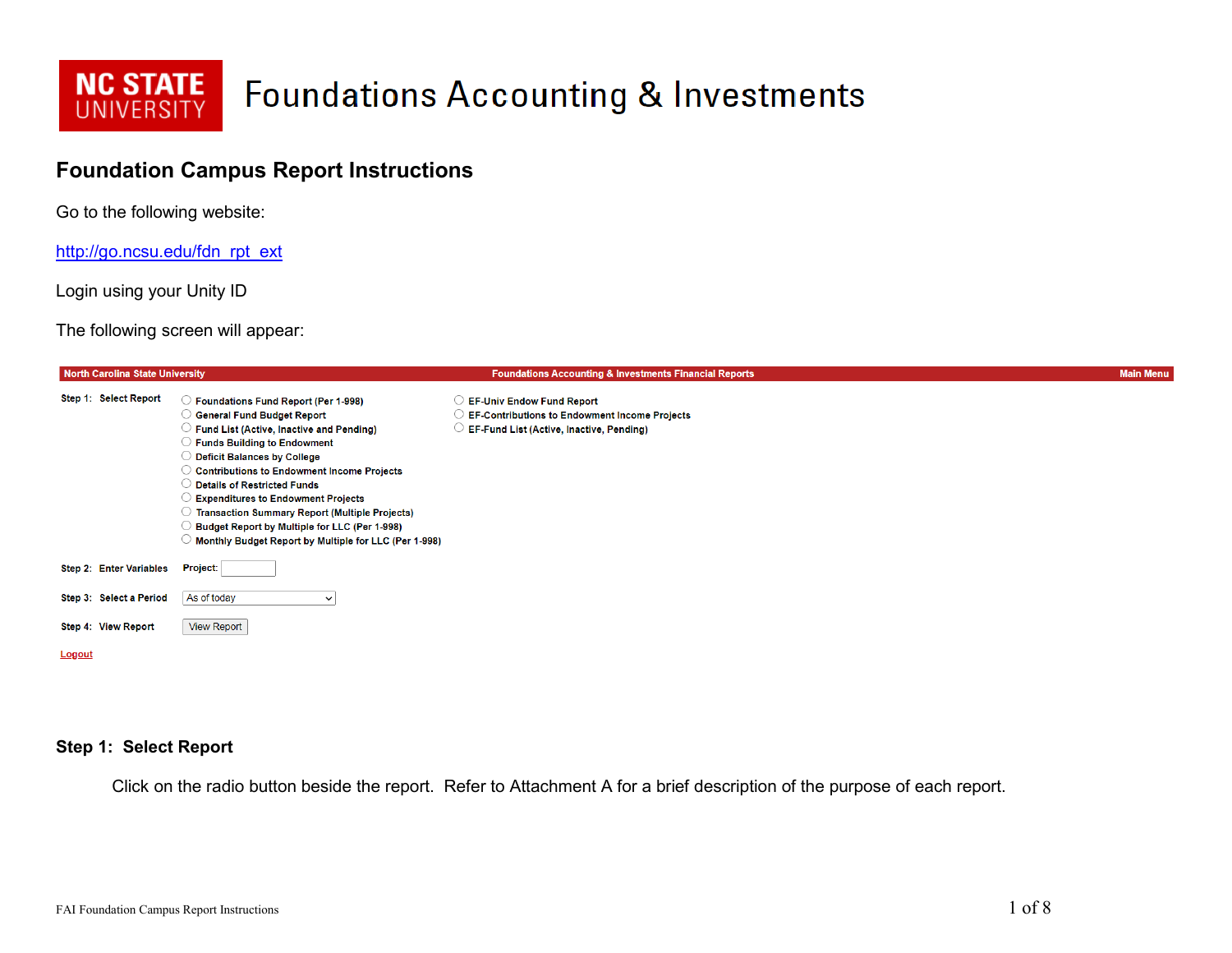# NC STATE UNIVERSITY Foundations Accounting & Investments

## Foundation Campus Report Instructions

Go to the following website:

http://go.ncsu.edu/fdn_rpt_ext

Login using your Unity ID

The following screen will appear:

| North Carolina State University | Foundations Accounting & Investments Financial Reports | Main Menu |
|---|---|---|

**Step 1: Select Report**

- ○ Foundations Fund Report (Per 1-998)
- ○ General Fund Budget Report
- ○ Fund List (Active, Inactive and Pending)
- ○ Funds Building to Endowment
- ○ Deficit Balances by College
- ○ Contributions to Endowment Income Projects
- ○ Details of Restricted Funds
- ○ Expenditures to Endowment Projects
- ○ Transaction Summary Report (Multiple Projects)
- ○ Budget Report by Multiple for LLC (Per 1-998)
- ○ Monthly Budget Report by Multiple for LLC (Per 1-998)
- ○ EF-Univ Endow Fund Report
- ○ EF-Contributions to Endowment Income Projects
- ○ EF-Fund List (Active, Inactive, Pending)

**Step 2: Enter Variables** Project: [ ]

**Step 3: Select a Period** [As of today ▾]

**Step 4: View Report** [View Report]

Logout

## Step 1: Select Report

Click on the radio button beside the report. Refer to Attachment A for a brief description of the purpose of each report.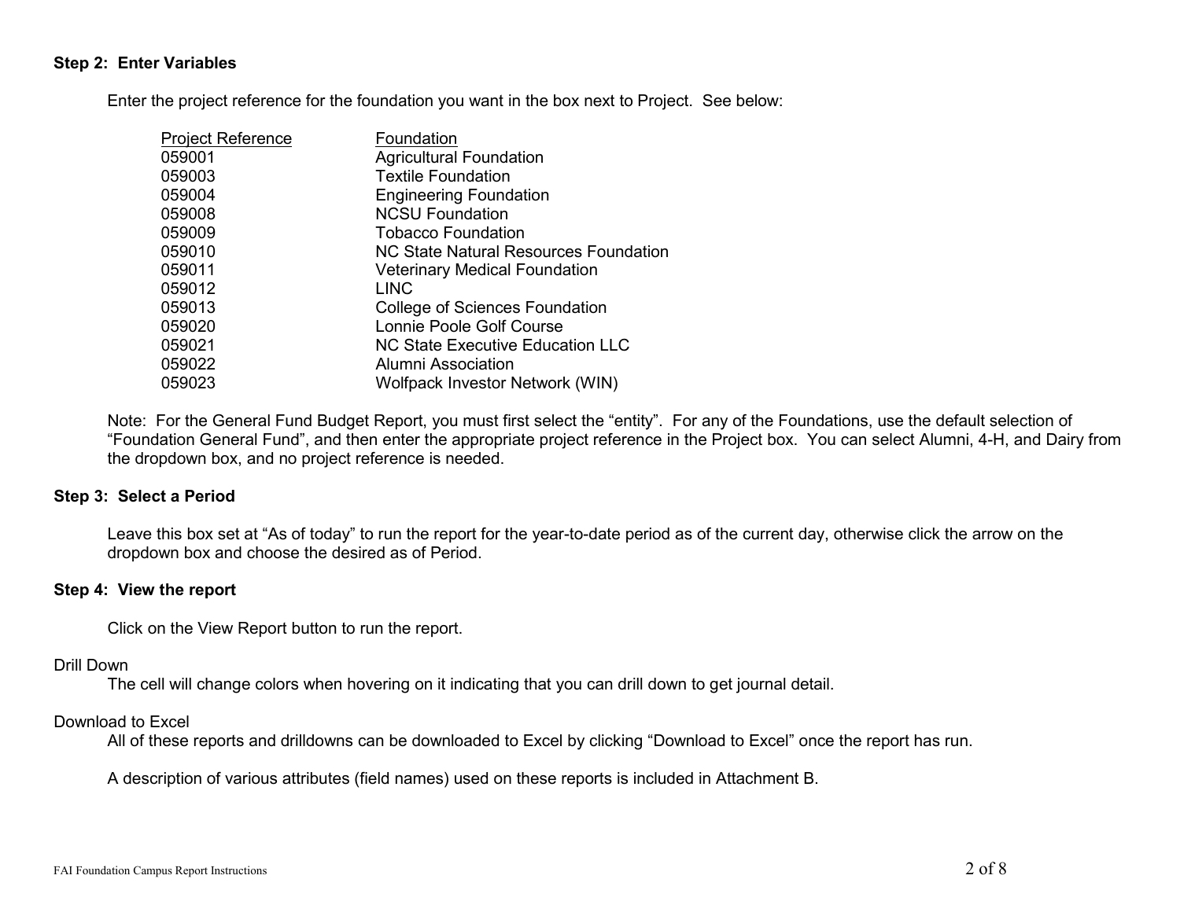**Step 2: Enter Variables**

Enter the project reference for the foundation you want in the box next to Project. See below:

| Project Reference | Foundation |
|---|---|
| 059001 | Agricultural Foundation |
| 059003 | Textile Foundation |
| 059004 | Engineering Foundation |
| 059008 | NCSU Foundation |
| 059009 | Tobacco Foundation |
| 059010 | NC State Natural Resources Foundation |
| 059011 | Veterinary Medical Foundation |
| 059012 | LINC |
| 059013 | College of Sciences Foundation |
| 059020 | Lonnie Poole Golf Course |
| 059021 | NC State Executive Education LLC |
| 059022 | Alumni Association |
| 059023 | Wolfpack Investor Network (WIN) |

Note: For the General Fund Budget Report, you must first select the "entity". For any of the Foundations, use the default selection of "Foundation General Fund", and then enter the appropriate project reference in the Project box. You can select Alumni, 4-H, and Dairy from the dropdown box, and no project reference is needed.

**Step 3: Select a Period**

Leave this box set at "As of today" to run the report for the year-to-date period as of the current day, otherwise click the arrow on the dropdown box and choose the desired as of Period.

**Step 4: View the report**

Click on the View Report button to run the report.

Drill Down

The cell will change colors when hovering on it indicating that you can drill down to get journal detail.

Download to Excel

All of these reports and drilldowns can be downloaded to Excel by clicking "Download to Excel" once the report has run.

A description of various attributes (field names) used on these reports is included in Attachment B.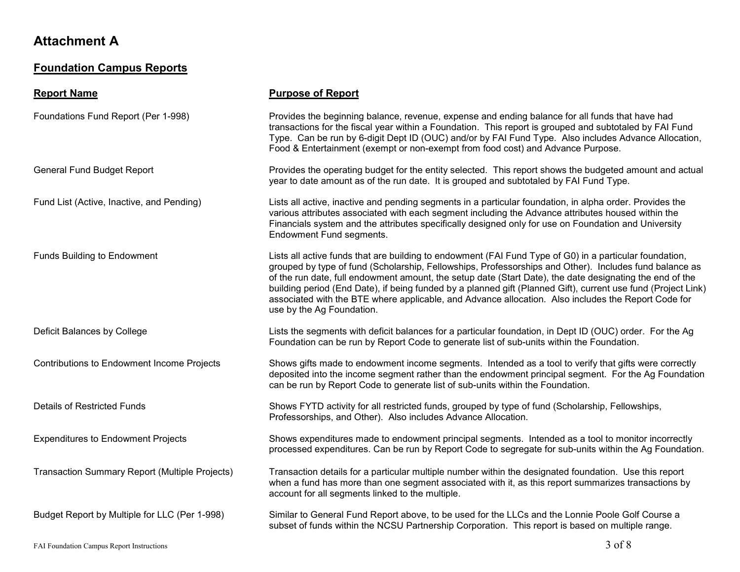# Attachment A

## Foundation Campus Reports

| Report Name | Purpose of Report |
| --- | --- |
| Foundations Fund Report (Per 1-998) | Provides the beginning balance, revenue, expense and ending balance for all funds that have had transactions for the fiscal year within a Foundation. This report is grouped and subtotaled by FAI Fund Type. Can be run by 6-digit Dept ID (OUC) and/or by FAI Fund Type. Also includes Advance Allocation, Food & Entertainment (exempt or non-exempt from food cost) and Advance Purpose. |
| General Fund Budget Report | Provides the operating budget for the entity selected. This report shows the budgeted amount and actual year to date amount as of the run date. It is grouped and subtotaled by FAI Fund Type. |
| Fund List (Active, Inactive, and Pending) | Lists all active, inactive and pending segments in a particular foundation, in alpha order. Provides the various attributes associated with each segment including the Advance attributes housed within the Financials system and the attributes specifically designed only for use on Foundation and University Endowment Fund segments. |
| Funds Building to Endowment | Lists all active funds that are building to endowment (FAI Fund Type of G0) in a particular foundation, grouped by type of fund (Scholarship, Fellowships, Professorships and Other). Includes fund balance as of the run date, full endowment amount, the setup date (Start Date), the date designating the end of the building period (End Date), if being funded by a planned gift (Planned Gift), current use fund (Project Link) associated with the BTE where applicable, and Advance allocation. Also includes the Report Code for use by the Ag Foundation. |
| Deficit Balances by College | Lists the segments with deficit balances for a particular foundation, in Dept ID (OUC) order. For the Ag Foundation can be run by Report Code to generate list of sub-units within the Foundation. |
| Contributions to Endowment Income Projects | Shows gifts made to endowment income segments. Intended as a tool to verify that gifts were correctly deposited into the income segment rather than the endowment principal segment. For the Ag Foundation can be run by Report Code to generate list of sub-units within the Foundation. |
| Details of Restricted Funds | Shows FYTD activity for all restricted funds, grouped by type of fund (Scholarship, Fellowships, Professorships, and Other). Also includes Advance Allocation. |
| Expenditures to Endowment Projects | Shows expenditures made to endowment principal segments. Intended as a tool to monitor incorrectly processed expenditures. Can be run by Report Code to segregate for sub-units within the Ag Foundation. |
| Transaction Summary Report (Multiple Projects) | Transaction details for a particular multiple number within the designated foundation. Use this report when a fund has more than one segment associated with it, as this report summarizes transactions by account for all segments linked to the multiple. |
| Budget Report by Multiple for LLC (Per 1-998) | Similar to General Fund Report above, to be used for the LLCs and the Lonnie Poole Golf Course a subset of funds within the NCSU Partnership Corporation. This report is based on multiple range. |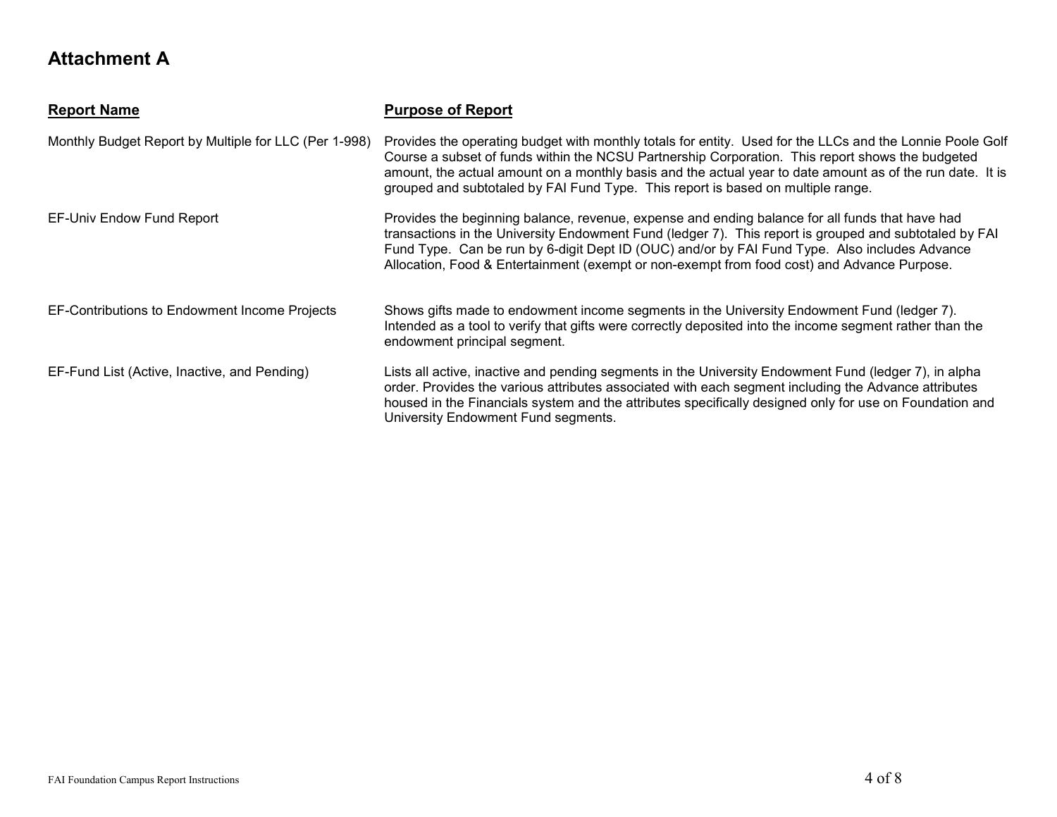# Attachment A

| Report Name | Purpose of Report |
| --- | --- |
| Monthly Budget Report by Multiple for LLC (Per 1-998) | Provides the operating budget with monthly totals for entity. Used for the LLCs and the Lonnie Poole Golf Course a subset of funds within the NCSU Partnership Corporation. This report shows the budgeted amount, the actual amount on a monthly basis and the actual year to date amount as of the run date. It is grouped and subtotaled by FAI Fund Type. This report is based on multiple range. |
| EF-Univ Endow Fund Report | Provides the beginning balance, revenue, expense and ending balance for all funds that have had transactions in the University Endowment Fund (ledger 7). This report is grouped and subtotaled by FAI Fund Type. Can be run by 6-digit Dept ID (OUC) and/or by FAI Fund Type. Also includes Advance Allocation, Food & Entertainment (exempt or non-exempt from food cost) and Advance Purpose. |
| EF-Contributions to Endowment Income Projects | Shows gifts made to endowment income segments in the University Endowment Fund (ledger 7). Intended as a tool to verify that gifts were correctly deposited into the income segment rather than the endowment principal segment. |
| EF-Fund List (Active, Inactive, and Pending) | Lists all active, inactive and pending segments in the University Endowment Fund (ledger 7), in alpha order. Provides the various attributes associated with each segment including the Advance attributes housed in the Financials system and the attributes specifically designed only for use on Foundation and University Endowment Fund segments. |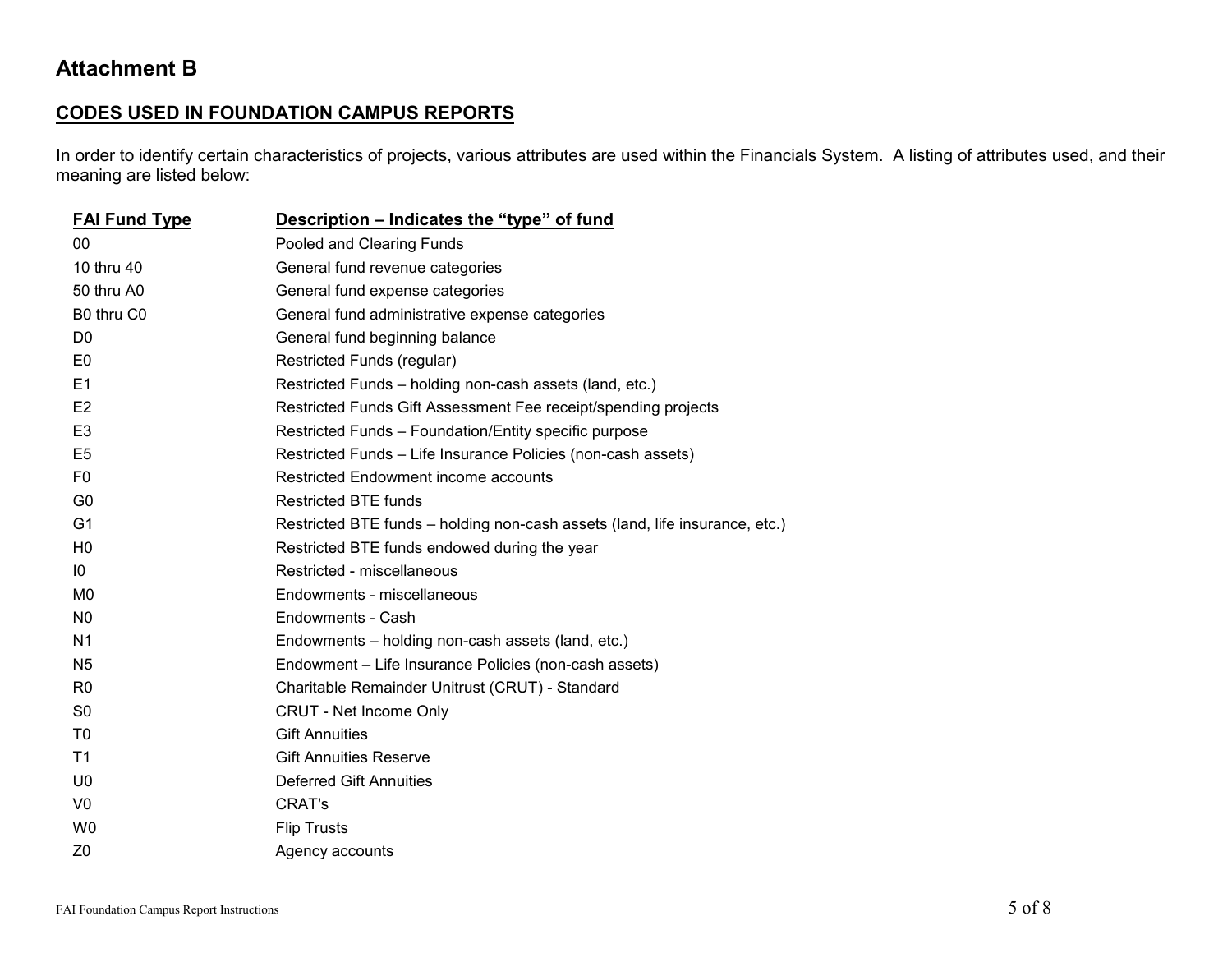## Attachment B

**CODES USED IN FOUNDATION CAMPUS REPORTS**

In order to identify certain characteristics of projects, various attributes are used within the Financials System. A listing of attributes used, and their meaning are listed below:

| FAI Fund Type | Description – Indicates the "type" of fund |
|---|---|
| 00 | Pooled and Clearing Funds |
| 10 thru 40 | General fund revenue categories |
| 50 thru A0 | General fund expense categories |
| B0 thru C0 | General fund administrative expense categories |
| D0 | General fund beginning balance |
| E0 | Restricted Funds (regular) |
| E1 | Restricted Funds – holding non-cash assets (land, etc.) |
| E2 | Restricted Funds Gift Assessment Fee receipt/spending projects |
| E3 | Restricted Funds – Foundation/Entity specific purpose |
| E5 | Restricted Funds – Life Insurance Policies (non-cash assets) |
| F0 | Restricted Endowment income accounts |
| G0 | Restricted BTE funds |
| G1 | Restricted BTE funds – holding non-cash assets (land, life insurance, etc.) |
| H0 | Restricted BTE funds endowed during the year |
| I0 | Restricted - miscellaneous |
| M0 | Endowments - miscellaneous |
| N0 | Endowments - Cash |
| N1 | Endowments – holding non-cash assets (land, etc.) |
| N5 | Endowment – Life Insurance Policies (non-cash assets) |
| R0 | Charitable Remainder Unitrust (CRUT) - Standard |
| S0 | CRUT - Net Income Only |
| T0 | Gift Annuities |
| T1 | Gift Annuities Reserve |
| U0 | Deferred Gift Annuities |
| V0 | CRAT's |
| W0 | Flip Trusts |
| Z0 | Agency accounts |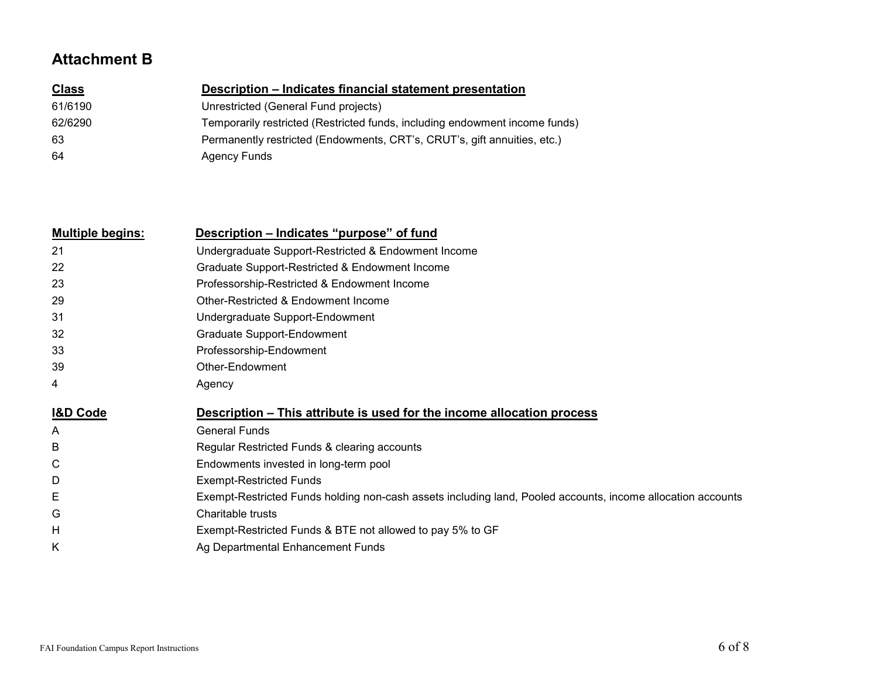## Attachment B

| Class | Description – Indicates financial statement presentation |
|---|---|
| 61/6190 | Unrestricted (General Fund projects) |
| 62/6290 | Temporarily restricted (Restricted funds, including endowment income funds) |
| 63 | Permanently restricted (Endowments, CRT's, CRUT's, gift annuities, etc.) |
| 64 | Agency Funds |

| Multiple begins: | Description – Indicates "purpose" of fund |
|---|---|
| 21 | Undergraduate Support-Restricted & Endowment Income |
| 22 | Graduate Support-Restricted & Endowment Income |
| 23 | Professorship-Restricted & Endowment Income |
| 29 | Other-Restricted & Endowment Income |
| 31 | Undergraduate Support-Endowment |
| 32 | Graduate Support-Endowment |
| 33 | Professorship-Endowment |
| 39 | Other-Endowment |
| 4 | Agency |

| I&D Code | Description – This attribute is used for the income allocation process |
|---|---|
| A | General Funds |
| B | Regular Restricted Funds & clearing accounts |
| C | Endowments invested in long-term pool |
| D | Exempt-Restricted Funds |
| E | Exempt-Restricted Funds holding non-cash assets including land, Pooled accounts, income allocation accounts |
| G | Charitable trusts |
| H | Exempt-Restricted Funds & BTE not allowed to pay 5% to GF |
| K | Ag Departmental Enhancement Funds |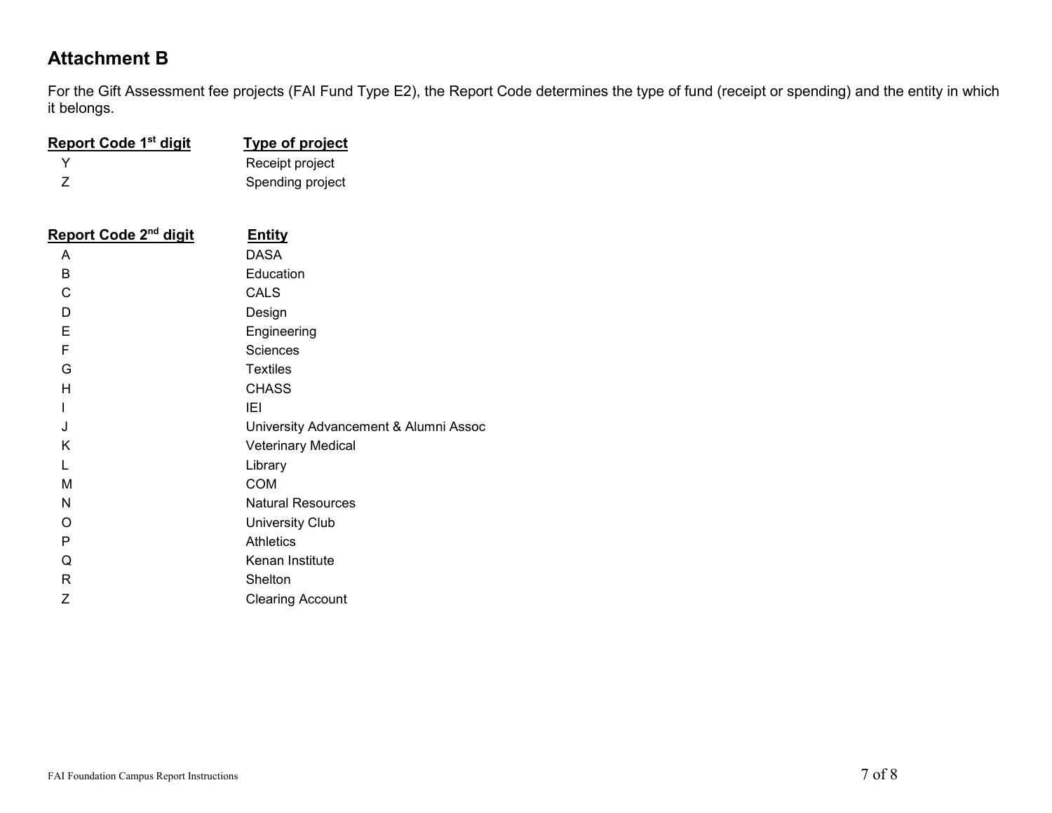## Attachment B

For the Gift Assessment fee projects (FAI Fund Type E2), the Report Code determines the type of fund (receipt or spending) and the entity in which it belongs.

| Report Code 1st digit | Type of project |
|---|---|
| Y | Receipt project |
| Z | Spending project |

| Report Code 2nd digit | Entity |
|---|---|
| A | DASA |
| B | Education |
| C | CALS |
| D | Design |
| E | Engineering |
| F | Sciences |
| G | Textiles |
| H | CHASS |
| I | IEI |
| J | University Advancement & Alumni Assoc |
| K | Veterinary Medical |
| L | Library |
| M | COM |
| N | Natural Resources |
| O | University Club |
| P | Athletics |
| Q | Kenan Institute |
| R | Shelton |
| Z | Clearing Account |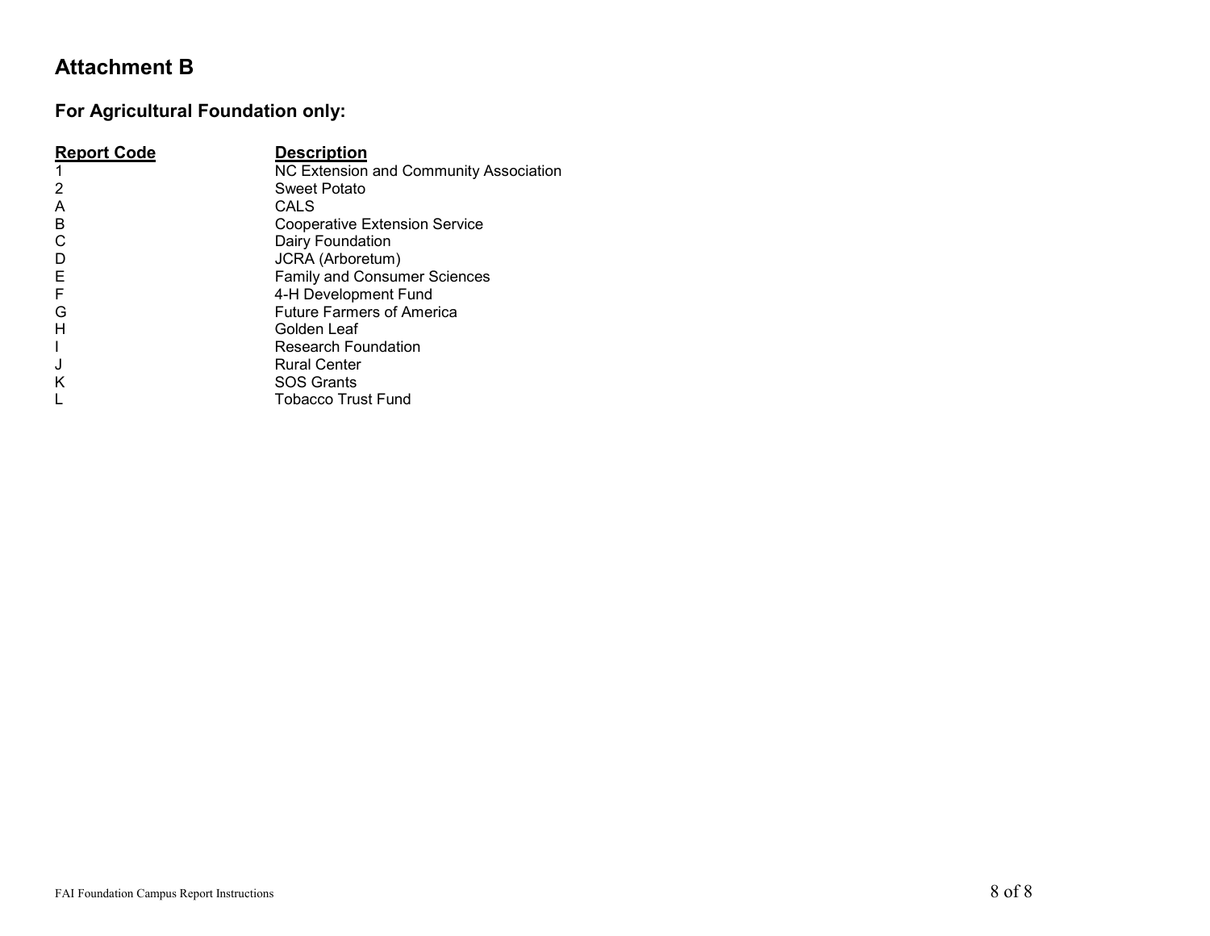# Attachment B

## For Agricultural Foundation only:

| Report Code | Description |
|---|---|
| 1 | NC Extension and Community Association |
| 2 | Sweet Potato |
| A | CALS |
| B | Cooperative Extension Service |
| C | Dairy Foundation |
| D | JCRA (Arboretum) |
| E | Family and Consumer Sciences |
| F | 4-H Development Fund |
| G | Future Farmers of America |
| H | Golden Leaf |
| I | Research Foundation |
| J | Rural Center |
| K | SOS Grants |
| L | Tobacco Trust Fund |